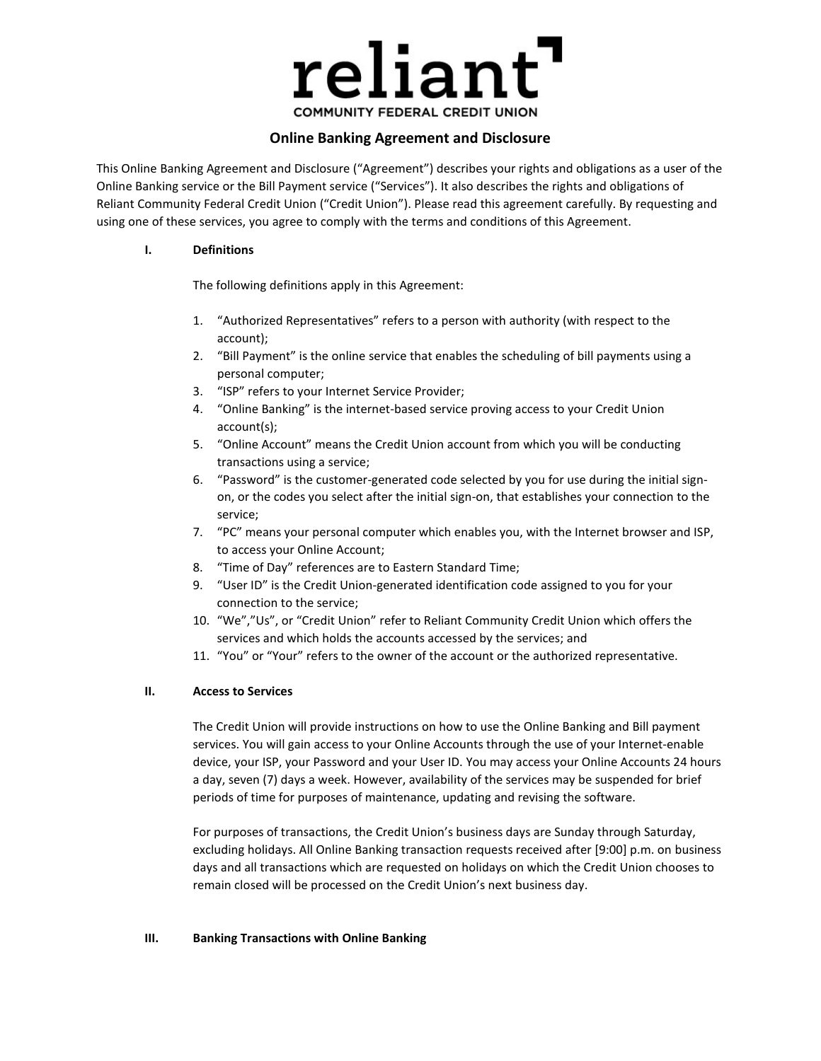# reliant

COMMUNITY FEDERAL CREDIT UNION

## Online Banking Agreement and Disclosure

This Online Banking Agreement and Disclosure (“Agreement”) describes your rights and obligations as a user of the Online Banking service or the Bill Payment service (“Services”). It also describes the rights and obligations of Reliant Community Federal Credit Union (“Credit Union”). Please read this agreement carefully. By requesting and using one of these services, you agree to comply with the terms and conditions of this Agreement.

### I. Definitions

The following definitions apply in this Agreement:

1. “Authorized Representatives” refers to a person with authority (with respect to the account);
2. “Bill Payment” is the online service that enables the scheduling of bill payments using a personal computer;
3. “ISP” refers to your Internet Service Provider;
4. “Online Banking” is the internet-based service proving access to your Credit Union account(s);
5. “Online Account” means the Credit Union account from which you will be conducting transactions using a service;
6. “Password” is the customer-generated code selected by you for use during the initial sign-on, or the codes you select after the initial sign-on, that establishes your connection to the service;
7. “PC” means your personal computer which enables you, with the Internet browser and ISP, to access your Online Account;
8. “Time of Day” references are to Eastern Standard Time;
9. “User ID” is the Credit Union-generated identification code assigned to you for your connection to the service;
10. “We”,”Us”, or “Credit Union” refer to Reliant Community Credit Union which offers the services and which holds the accounts accessed by the services; and
11. “You” or “Your” refers to the owner of the account or the authorized representative.

### II. Access to Services

The Credit Union will provide instructions on how to use the Online Banking and Bill payment services. You will gain access to your Online Accounts through the use of your Internet-enable device, your ISP, your Password and your User ID. You may access your Online Accounts 24 hours a day, seven (7) days a week. However, availability of the services may be suspended for brief periods of time for purposes of maintenance, updating and revising the software.

For purposes of transactions, the Credit Union’s business days are Sunday through Saturday, excluding holidays. All Online Banking transaction requests received after [9:00] p.m. on business days and all transactions which are requested on holidays on which the Credit Union chooses to remain closed will be processed on the Credit Union’s next business day.

### III. Banking Transactions with Online Banking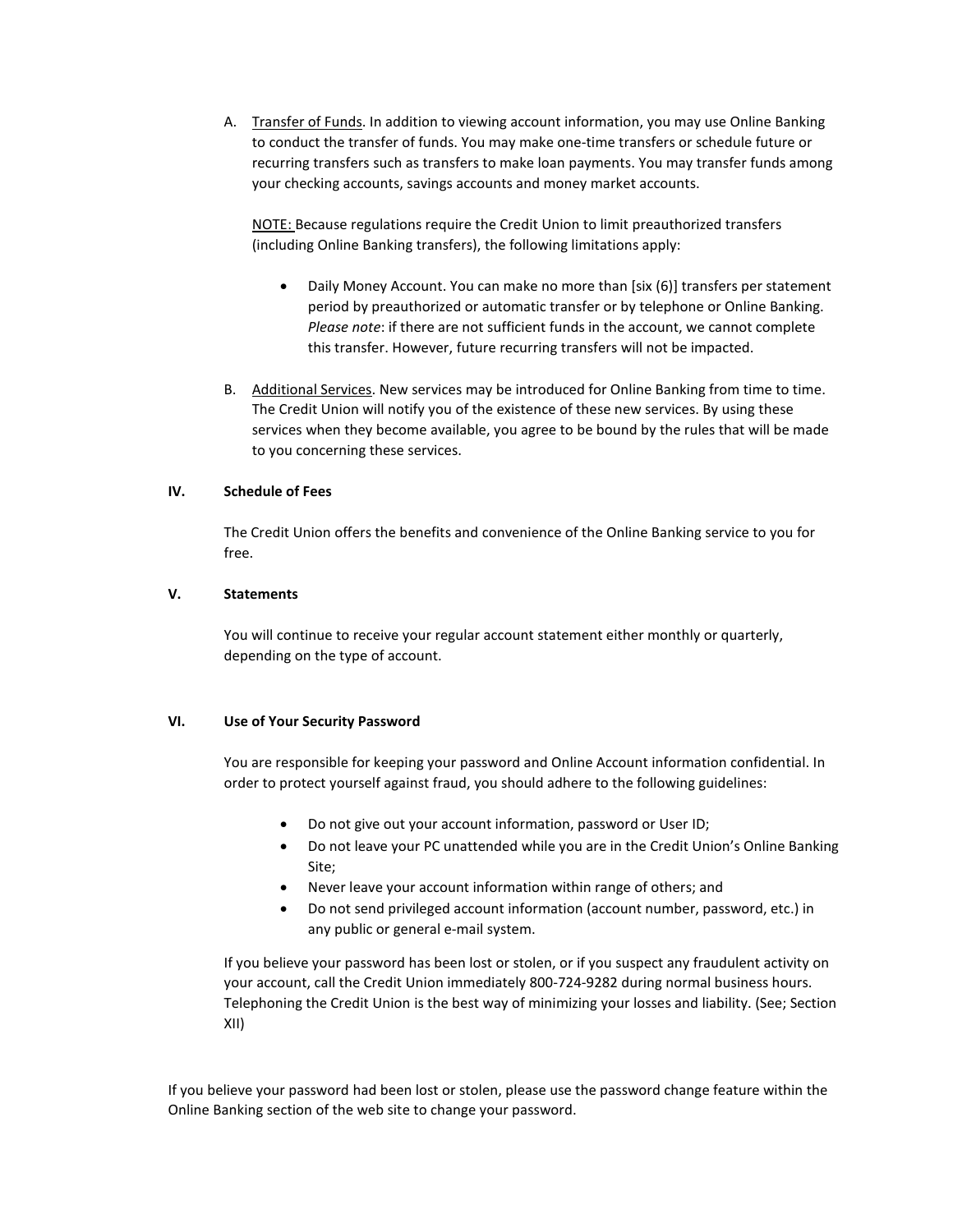A. <u>Transfer of Funds</u>. In addition to viewing account information, you may use Online Banking to conduct the transfer of funds. You may make one-time transfers or schedule future or recurring transfers such as transfers to make loan payments. You may transfer funds among your checking accounts, savings accounts and money market accounts.

   <u>NOTE:</u> Because regulations require the Credit Union to limit preauthorized transfers (including Online Banking transfers), the following limitations apply:

   - Daily Money Account. You can make no more than [six (6)] transfers per statement period by preauthorized or automatic transfer or by telephone or Online Banking. *Please note*: if there are not sufficient funds in the account, we cannot complete this transfer. However, future recurring transfers will not be impacted.

B. <u>Additional Services</u>. New services may be introduced for Online Banking from time to time. The Credit Union will notify you of the existence of these new services. By using these services when they become available, you agree to be bound by the rules that will be made to you concerning these services.

## IV. Schedule of Fees

The Credit Union offers the benefits and convenience of the Online Banking service to you for free.

## V. Statements

You will continue to receive your regular account statement either monthly or quarterly, depending on the type of account.

## VI. Use of Your Security Password

You are responsible for keeping your password and Online Account information confidential. In order to protect yourself against fraud, you should adhere to the following guidelines:

- Do not give out your account information, password or User ID;
- Do not leave your PC unattended while you are in the Credit Union's Online Banking Site;
- Never leave your account information within range of others; and
- Do not send privileged account information (account number, password, etc.) in any public or general e-mail system.

If you believe your password has been lost or stolen, or if you suspect any fraudulent activity on your account, call the Credit Union immediately 800-724-9282 during normal business hours. Telephoning the Credit Union is the best way of minimizing your losses and liability. (See; Section XII)

If you believe your password had been lost or stolen, please use the password change feature within the Online Banking section of the web site to change your password.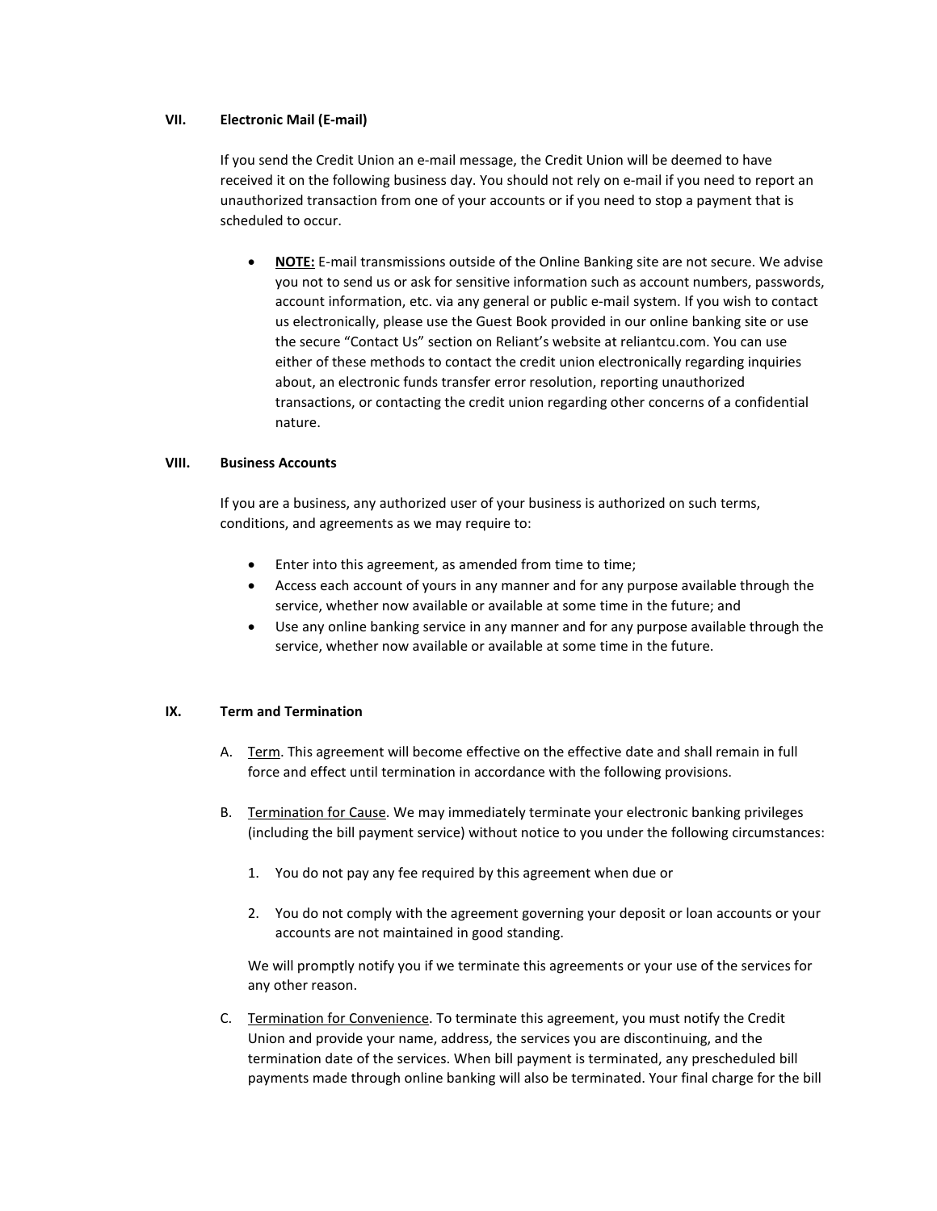## VII. Electronic Mail (E-mail)

If you send the Credit Union an e-mail message, the Credit Union will be deemed to have received it on the following business day. You should not rely on e-mail if you need to report an unauthorized transaction from one of your accounts or if you need to stop a payment that is scheduled to occur.

- **NOTE:** E-mail transmissions outside of the Online Banking site are not secure. We advise you not to send us or ask for sensitive information such as account numbers, passwords, account information, etc. via any general or public e-mail system. If you wish to contact us electronically, please use the Guest Book provided in our online banking site or use the secure "Contact Us" section on Reliant's website at reliantcu.com. You can use either of these methods to contact the credit union electronically regarding inquiries about, an electronic funds transfer error resolution, reporting unauthorized transactions, or contacting the credit union regarding other concerns of a confidential nature.

## VIII. Business Accounts

If you are a business, any authorized user of your business is authorized on such terms, conditions, and agreements as we may require to:

- Enter into this agreement, as amended from time to time;
- Access each account of yours in any manner and for any purpose available through the service, whether now available or available at some time in the future; and
- Use any online banking service in any manner and for any purpose available through the service, whether now available or available at some time in the future.

## IX. Term and Termination

A. Term. This agreement will become effective on the effective date and shall remain in full force and effect until termination in accordance with the following provisions.

B. Termination for Cause. We may immediately terminate your electronic banking privileges (including the bill payment service) without notice to you under the following circumstances:

1. You do not pay any fee required by this agreement when due or

2. You do not comply with the agreement governing your deposit or loan accounts or your accounts are not maintained in good standing.

We will promptly notify you if we terminate this agreements or your use of the services for any other reason.

C. Termination for Convenience. To terminate this agreement, you must notify the Credit Union and provide your name, address, the services you are discontinuing, and the termination date of the services. When bill payment is terminated, any prescheduled bill payments made through online banking will also be terminated. Your final charge for the bill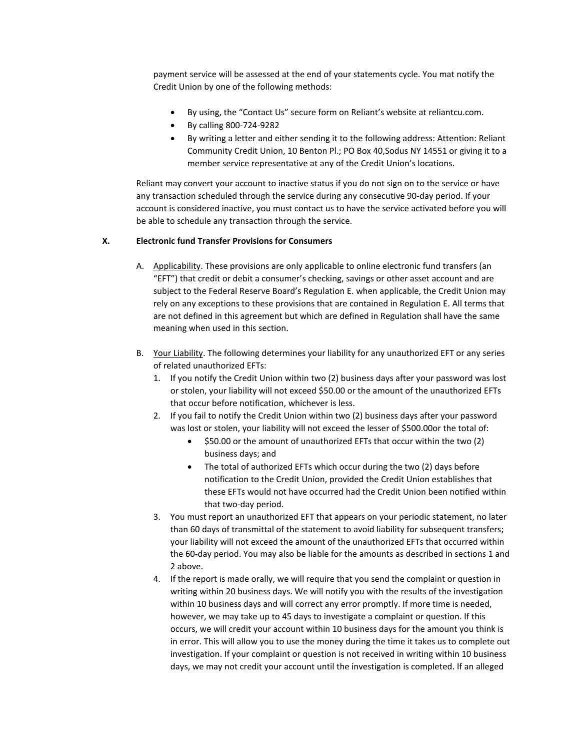payment service will be assessed at the end of your statements cycle. You mat notify the Credit Union by one of the following methods:

- By using, the "Contact Us" secure form on Reliant's website at reliantcu.com.
- By calling 800-724-9282
- By writing a letter and either sending it to the following address: Attention: Reliant Community Credit Union, 10 Benton Pl.; PO Box 40,Sodus NY 14551 or giving it to a member service representative at any of the Credit Union's locations.

Reliant may convert your account to inactive status if you do not sign on to the service or have any transaction scheduled through the service during any consecutive 90-day period. If your account is considered inactive, you must contact us to have the service activated before you will be able to schedule any transaction through the service.

## X. Electronic fund Transfer Provisions for Consumers

A. Applicability. These provisions are only applicable to online electronic fund transfers (an "EFT") that credit or debit a consumer's checking, savings or other asset account and are subject to the Federal Reserve Board's Regulation E. when applicable, the Credit Union may rely on any exceptions to these provisions that are contained in Regulation E. All terms that are not defined in this agreement but which are defined in Regulation shall have the same meaning when used in this section.

B. Your Liability. The following determines your liability for any unauthorized EFT or any series of related unauthorized EFTs:

1. If you notify the Credit Union within two (2) business days after your password was lost or stolen, your liability will not exceed $50.00 or the amount of the unauthorized EFTs that occur before notification, whichever is less.
2. If you fail to notify the Credit Union within two (2) business days after your password was lost or stolen, your liability will not exceed the lesser of $500.00or the total of:
   - $50.00 or the amount of unauthorized EFTs that occur within the two (2) business days; and
   - The total of authorized EFTs which occur during the two (2) days before notification to the Credit Union, provided the Credit Union establishes that these EFTs would not have occurred had the Credit Union been notified within that two-day period.
3. You must report an unauthorized EFT that appears on your periodic statement, no later than 60 days of transmittal of the statement to avoid liability for subsequent transfers; your liability will not exceed the amount of the unauthorized EFTs that occurred within the 60-day period. You may also be liable for the amounts as described in sections 1 and 2 above.
4. If the report is made orally, we will require that you send the complaint or question in writing within 20 business days. We will notify you with the results of the investigation within 10 business days and will correct any error promptly. If more time is needed, however, we may take up to 45 days to investigate a complaint or question. If this occurs, we will credit your account within 10 business days for the amount you think is in error. This will allow you to use the money during the time it takes us to complete out investigation. If your complaint or question is not received in writing within 10 business days, we may not credit your account until the investigation is completed. If an alleged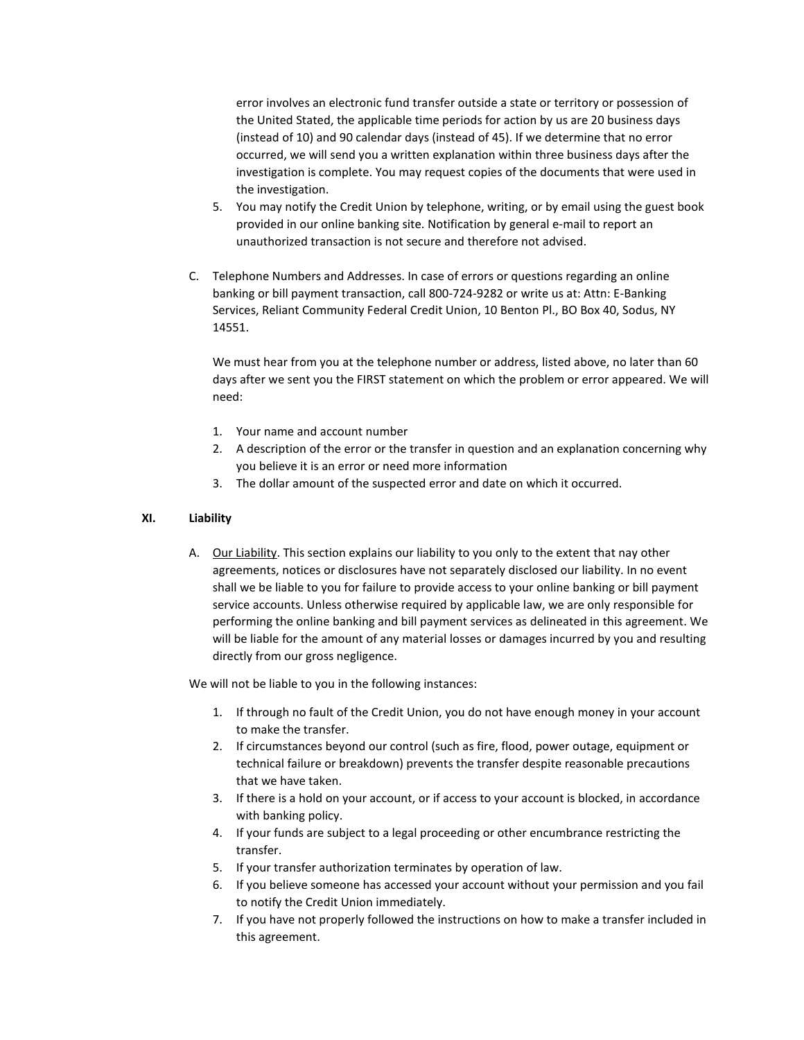error involves an electronic fund transfer outside a state or territory or possession of the United Stated, the applicable time periods for action by us are 20 business days (instead of 10) and 90 calendar days (instead of 45). If we determine that no error occurred, we will send you a written explanation within three business days after the investigation is complete. You may request copies of the documents that were used in the investigation.

5. You may notify the Credit Union by telephone, writing, or by email using the guest book provided in our online banking site. Notification by general e-mail to report an unauthorized transaction is not secure and therefore not advised.

C. Telephone Numbers and Addresses. In case of errors or questions regarding an online banking or bill payment transaction, call 800-724-9282 or write us at: Attn: E-Banking Services, Reliant Community Federal Credit Union, 10 Benton Pl., BO Box 40, Sodus, NY 14551.

We must hear from you at the telephone number or address, listed above, no later than 60 days after we sent you the FIRST statement on which the problem or error appeared. We will need:

1. Your name and account number
2. A description of the error or the transfer in question and an explanation concerning why you believe it is an error or need more information
3. The dollar amount of the suspected error and date on which it occurred.

## XI. Liability

A. Our Liability. This section explains our liability to you only to the extent that nay other agreements, notices or disclosures have not separately disclosed our liability. In no event shall we be liable to you for failure to provide access to your online banking or bill payment service accounts. Unless otherwise required by applicable law, we are only responsible for performing the online banking and bill payment services as delineated in this agreement. We will be liable for the amount of any material losses or damages incurred by you and resulting directly from our gross negligence.

We will not be liable to you in the following instances:

1. If through no fault of the Credit Union, you do not have enough money in your account to make the transfer.
2. If circumstances beyond our control (such as fire, flood, power outage, equipment or technical failure or breakdown) prevents the transfer despite reasonable precautions that we have taken.
3. If there is a hold on your account, or if access to your account is blocked, in accordance with banking policy.
4. If your funds are subject to a legal proceeding or other encumbrance restricting the transfer.
5. If your transfer authorization terminates by operation of law.
6. If you believe someone has accessed your account without your permission and you fail to notify the Credit Union immediately.
7. If you have not properly followed the instructions on how to make a transfer included in this agreement.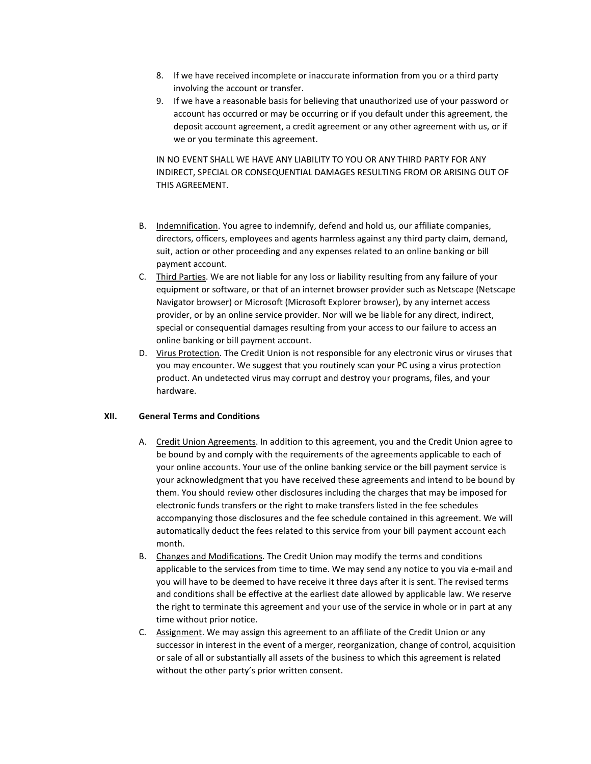8. If we have received incomplete or inaccurate information from you or a third party involving the account or transfer.
9. If we have a reasonable basis for believing that unauthorized use of your password or account has occurred or may be occurring or if you default under this agreement, the deposit account agreement, a credit agreement or any other agreement with us, or if we or you terminate this agreement.

IN NO EVENT SHALL WE HAVE ANY LIABILITY TO YOU OR ANY THIRD PARTY FOR ANY INDIRECT, SPECIAL OR CONSEQUENTIAL DAMAGES RESULTING FROM OR ARISING OUT OF THIS AGREEMENT.

B. Indemnification. You agree to indemnify, defend and hold us, our affiliate companies, directors, officers, employees and agents harmless against any third party claim, demand, suit, action or other proceeding and any expenses related to an online banking or bill payment account.

C. Third Parties. We are not liable for any loss or liability resulting from any failure of your equipment or software, or that of an internet browser provider such as Netscape (Netscape Navigator browser) or Microsoft (Microsoft Explorer browser), by any internet access provider, or by an online service provider. Nor will we be liable for any direct, indirect, special or consequential damages resulting from your access to our failure to access an online banking or bill payment account.

D. Virus Protection. The Credit Union is not responsible for any electronic virus or viruses that you may encounter. We suggest that you routinely scan your PC using a virus protection product. An undetected virus may corrupt and destroy your programs, files, and your hardware.

## XII. General Terms and Conditions

A. Credit Union Agreements. In addition to this agreement, you and the Credit Union agree to be bound by and comply with the requirements of the agreements applicable to each of your online accounts. Your use of the online banking service or the bill payment service is your acknowledgment that you have received these agreements and intend to be bound by them. You should review other disclosures including the charges that may be imposed for electronic funds transfers or the right to make transfers listed in the fee schedules accompanying those disclosures and the fee schedule contained in this agreement. We will automatically deduct the fees related to this service from your bill payment account each month.

B. Changes and Modifications. The Credit Union may modify the terms and conditions applicable to the services from time to time. We may send any notice to you via e-mail and you will have to be deemed to have receive it three days after it is sent. The revised terms and conditions shall be effective at the earliest date allowed by applicable law. We reserve the right to terminate this agreement and your use of the service in whole or in part at any time without prior notice.

C. Assignment. We may assign this agreement to an affiliate of the Credit Union or any successor in interest in the event of a merger, reorganization, change of control, acquisition or sale of all or substantially all assets of the business to which this agreement is related without the other party's prior written consent.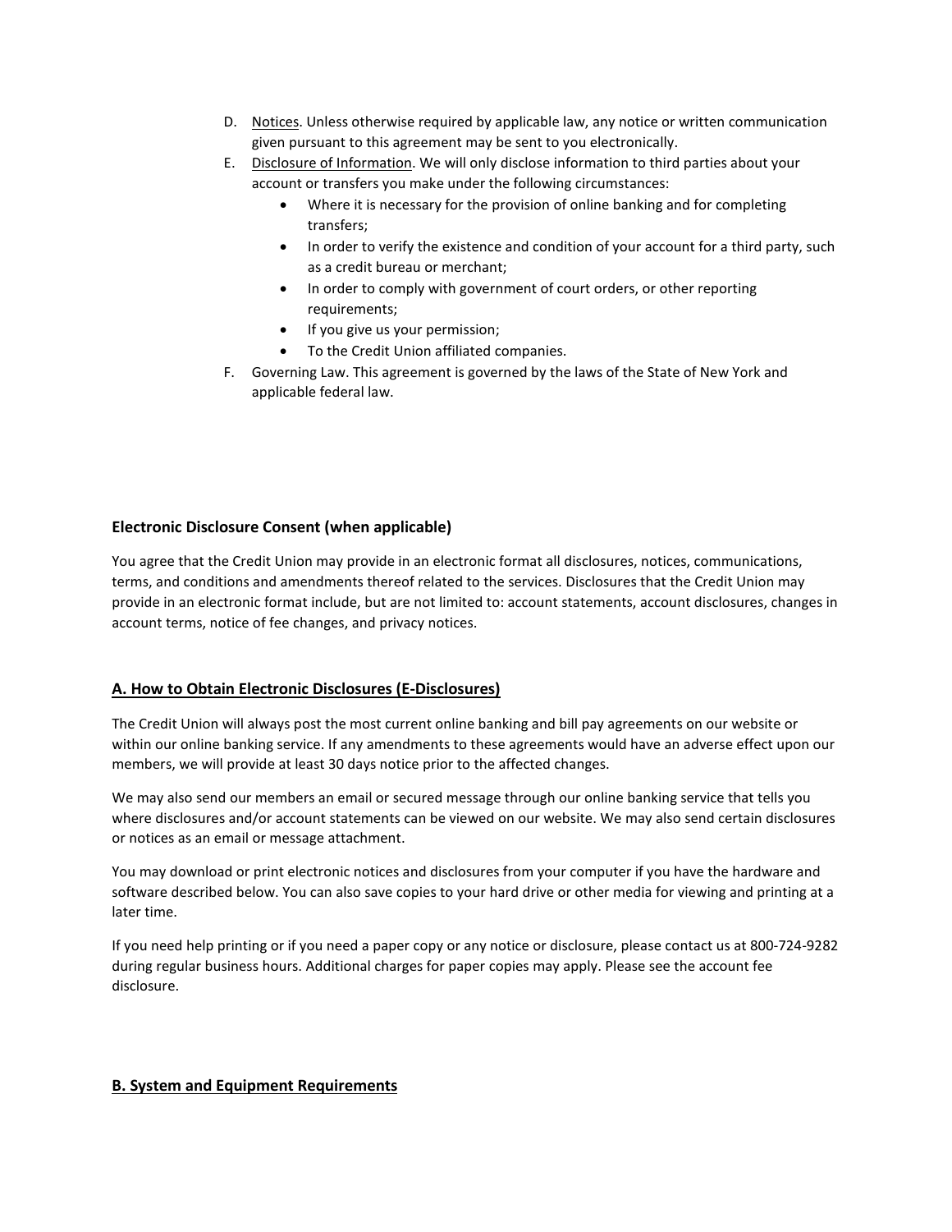D. <u>Notices</u>. Unless otherwise required by applicable law, any notice or written communication given pursuant to this agreement may be sent to you electronically.

E. <u>Disclosure of Information</u>. We will only disclose information to third parties about your account or transfers you make under the following circumstances:

- Where it is necessary for the provision of online banking and for completing transfers;
- In order to verify the existence and condition of your account for a third party, such as a credit bureau or merchant;
- In order to comply with government of court orders, or other reporting requirements;
- If you give us your permission;
- To the Credit Union affiliated companies.

F. Governing Law. This agreement is governed by the laws of the State of New York and applicable federal law.

**Electronic Disclosure Consent (when applicable)**

You agree that the Credit Union may provide in an electronic format all disclosures, notices, communications, terms, and conditions and amendments thereof related to the services. Disclosures that the Credit Union may provide in an electronic format include, but are not limited to: account statements, account disclosures, changes in account terms, notice of fee changes, and privacy notices.

**<u>A. How to Obtain Electronic Disclosures (E-Disclosures)</u>**

The Credit Union will always post the most current online banking and bill pay agreements on our website or within our online banking service. If any amendments to these agreements would have an adverse effect upon our members, we will provide at least 30 days notice prior to the affected changes.

We may also send our members an email or secured message through our online banking service that tells you where disclosures and/or account statements can be viewed on our website. We may also send certain disclosures or notices as an email or message attachment.

You may download or print electronic notices and disclosures from your computer if you have the hardware and software described below. You can also save copies to your hard drive or other media for viewing and printing at a later time.

If you need help printing or if you need a paper copy or any notice or disclosure, please contact us at 800-724-9282 during regular business hours. Additional charges for paper copies may apply. Please see the account fee disclosure.

**<u>B. System and Equipment Requirements</u>**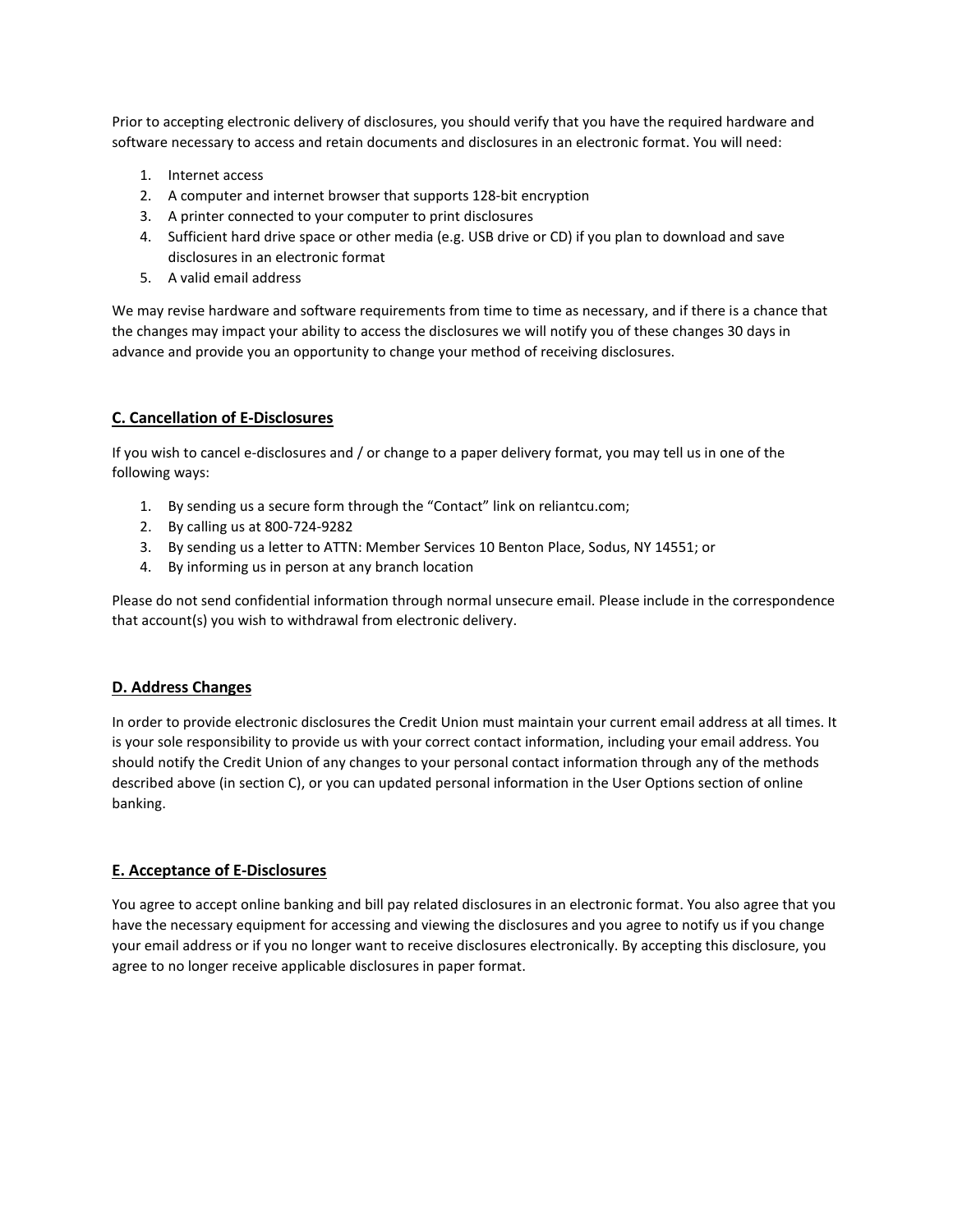Prior to accepting electronic delivery of disclosures, you should verify that you have the required hardware and software necessary to access and retain documents and disclosures in an electronic format. You will need:

1. Internet access
2. A computer and internet browser that supports 128-bit encryption
3. A printer connected to your computer to print disclosures
4. Sufficient hard drive space or other media (e.g. USB drive or CD) if you plan to download and save disclosures in an electronic format
5. A valid email address

We may revise hardware and software requirements from time to time as necessary, and if there is a chance that the changes may impact your ability to access the disclosures we will notify you of these changes 30 days in advance and provide you an opportunity to change your method of receiving disclosures.

## C. Cancellation of E-Disclosures

If you wish to cancel e-disclosures and / or change to a paper delivery format, you may tell us in one of the following ways:

1. By sending us a secure form through the "Contact" link on reliantcu.com;
2. By calling us at 800-724-9282
3. By sending us a letter to ATTN: Member Services 10 Benton Place, Sodus, NY 14551; or
4. By informing us in person at any branch location

Please do not send confidential information through normal unsecure email. Please include in the correspondence that account(s) you wish to withdrawal from electronic delivery.

## D. Address Changes

In order to provide electronic disclosures the Credit Union must maintain your current email address at all times. It is your sole responsibility to provide us with your correct contact information, including your email address. You should notify the Credit Union of any changes to your personal contact information through any of the methods described above (in section C), or you can updated personal information in the User Options section of online banking.

## E. Acceptance of E-Disclosures

You agree to accept online banking and bill pay related disclosures in an electronic format. You also agree that you have the necessary equipment for accessing and viewing the disclosures and you agree to notify us if you change your email address or if you no longer want to receive disclosures electronically. By accepting this disclosure, you agree to no longer receive applicable disclosures in paper format.